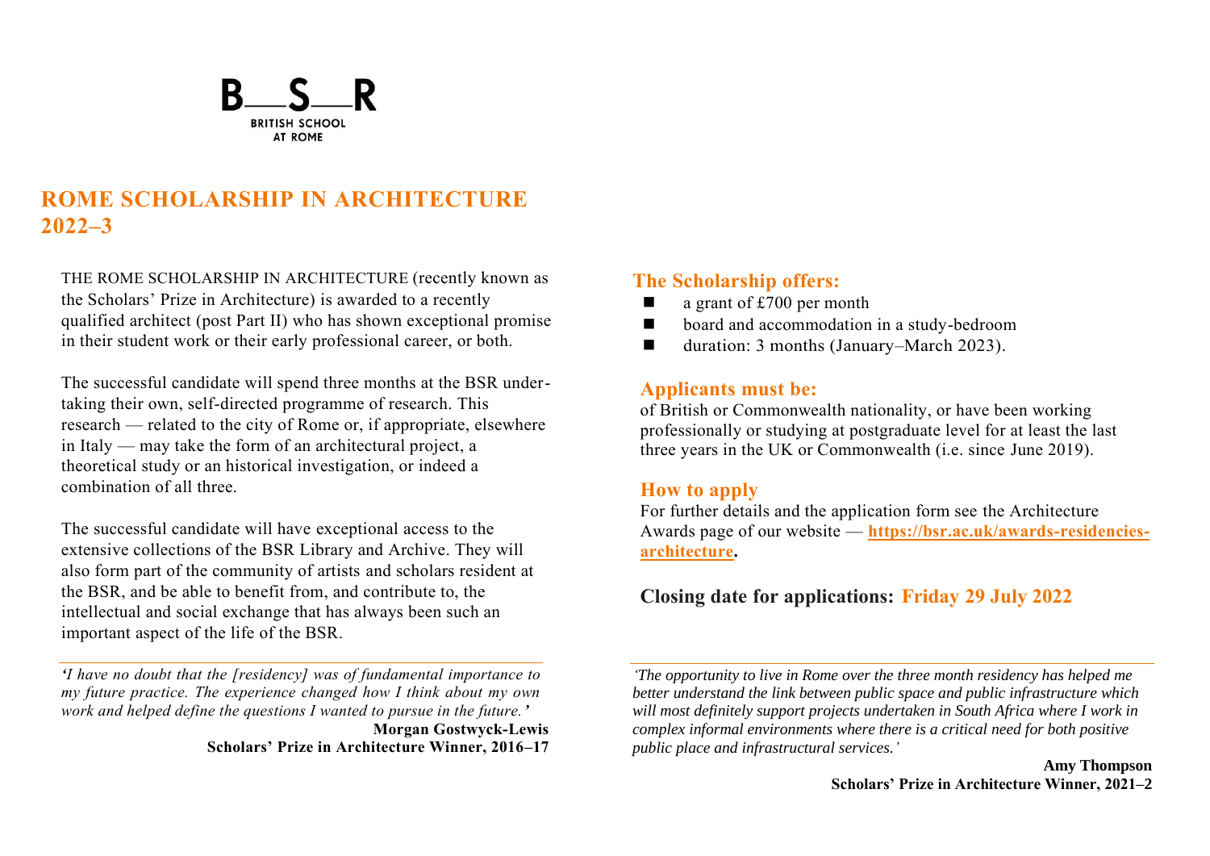**B—S—R**
**BRITISH SCHOOL AT ROME**

# ROME SCHOLARSHIP IN ARCHITECTURE 2022–3

THE ROME SCHOLARSHIP IN ARCHITECTURE (recently known as the Scholars' Prize in Architecture) is awarded to a recently qualified architect (post Part II) who has shown exceptional promise in their student work or their early professional career, or both.

The successful candidate will spend three months at the BSR undertaking their own, self-directed programme of research. This research — related to the city of Rome or, if appropriate, elsewhere in Italy — may take the form of an architectural project, a theoretical study or an historical investigation, or indeed a combination of all three.

The successful candidate will have exceptional access to the extensive collections of the BSR Library and Archive. They will also form part of the community of artists and scholars resident at the BSR, and be able to benefit from, and contribute to, the intellectual and social exchange that has always been such an important aspect of the life of the BSR.

---

*'I have no doubt that the [residency] was of fundamental importance to my future practice. The experience changed how I think about my own work and helped define the questions I wanted to pursue in the future.'*

**Morgan Gostwyck-Lewis**
**Scholars' Prize in Architecture Winner, 2016–17**

## The Scholarship offers:

- a grant of £700 per month
- board and accommodation in a study-bedroom
- duration: 3 months (January–March 2023).

## Applicants must be:

of British or Commonwealth nationality, or have been working professionally or studying at postgraduate level for at least the last three years in the UK or Commonwealth (i.e. since June 2019).

## How to apply

For further details and the application form see the Architecture Awards page of our website — **https://bsr.ac.uk/awards-residencies-architecture.**

## Closing date for applications: Friday 29 July 2022

---

*'The opportunity to live in Rome over the three month residency has helped me better understand the link between public space and public infrastructure which will most definitely support projects undertaken in South Africa where I work in complex informal environments where there is a critical need for both positive public place and infrastructural services.'*

**Amy Thompson**
**Scholars' Prize in Architecture Winner, 2021–2**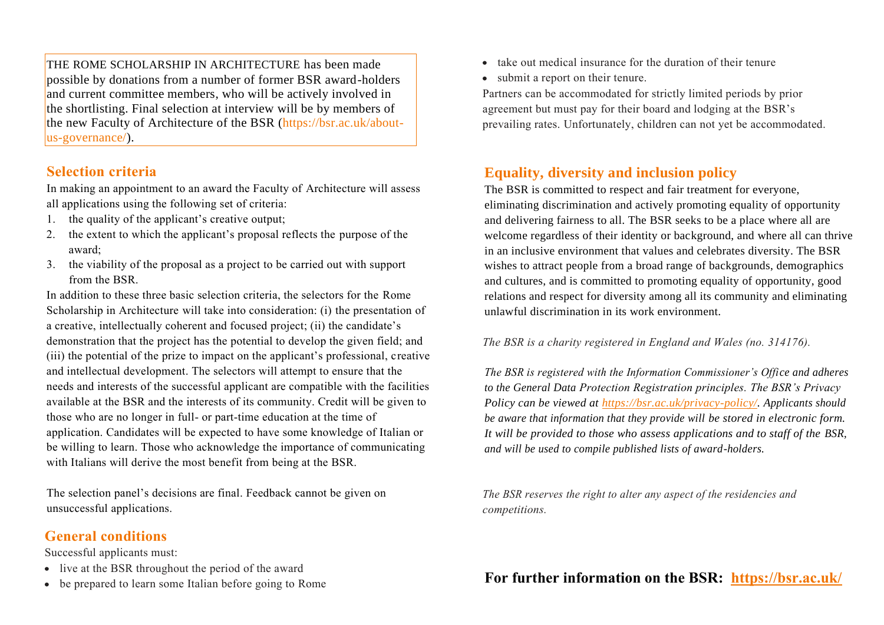THE ROME SCHOLARSHIP IN ARCHITECTURE has been made possible by donations from a number of former BSR award-holders and current committee members, who will be actively involved in the shortlisting. Final selection at interview will be by members of the new Faculty of Architecture of the BSR (https://bsr.ac.uk/about-us-governance/).

## Selection criteria

In making an appointment to an award the Faculty of Architecture will assess all applications using the following set of criteria:

1. the quality of the applicant's creative output;
2. the extent to which the applicant's proposal reflects the purpose of the award;
3. the viability of the proposal as a project to be carried out with support from the BSR.

In addition to these three basic selection criteria, the selectors for the Rome Scholarship in Architecture will take into consideration: (i) the presentation of a creative, intellectually coherent and focused project; (ii) the candidate's demonstration that the project has the potential to develop the given field; and (iii) the potential of the prize to impact on the applicant's professional, creative and intellectual development. The selectors will attempt to ensure that the needs and interests of the successful applicant are compatible with the facilities available at the BSR and the interests of its community. Credit will be given to those who are no longer in full- or part-time education at the time of application. Candidates will be expected to have some knowledge of Italian or be willing to learn. Those who acknowledge the importance of communicating with Italians will derive the most benefit from being at the BSR.

The selection panel's decisions are final. Feedback cannot be given on unsuccessful applications.

## General conditions

Successful applicants must:

- live at the BSR throughout the period of the award
- be prepared to learn some Italian before going to Rome
- take out medical insurance for the duration of their tenure
- submit a report on their tenure.

Partners can be accommodated for strictly limited periods by prior agreement but must pay for their board and lodging at the BSR's prevailing rates. Unfortunately, children can not yet be accommodated.

## Equality, diversity and inclusion policy

The BSR is committed to respect and fair treatment for everyone, eliminating discrimination and actively promoting equality of opportunity and delivering fairness to all. The BSR seeks to be a place where all are welcome regardless of their identity or background, and where all can thrive in an inclusive environment that values and celebrates diversity. The BSR wishes to attract people from a broad range of backgrounds, demographics and cultures, and is committed to promoting equality of opportunity, good relations and respect for diversity among all its community and eliminating unlawful discrimination in its work environment.

*The BSR is a charity registered in England and Wales (no. 314176).*

*The BSR is registered with the Information Commissioner's Office and adheres to the General Data Protection Registration principles. The BSR's Privacy Policy can be viewed at https://bsr.ac.uk/privacy-policy/. Applicants should be aware that information that they provide will be stored in electronic form. It will be provided to those who assess applications and to staff of the BSR, and will be used to compile published lists of award-holders.*

*The BSR reserves the right to alter any aspect of the residencies and competitions.*

**For further information on the BSR: https://bsr.ac.uk/**